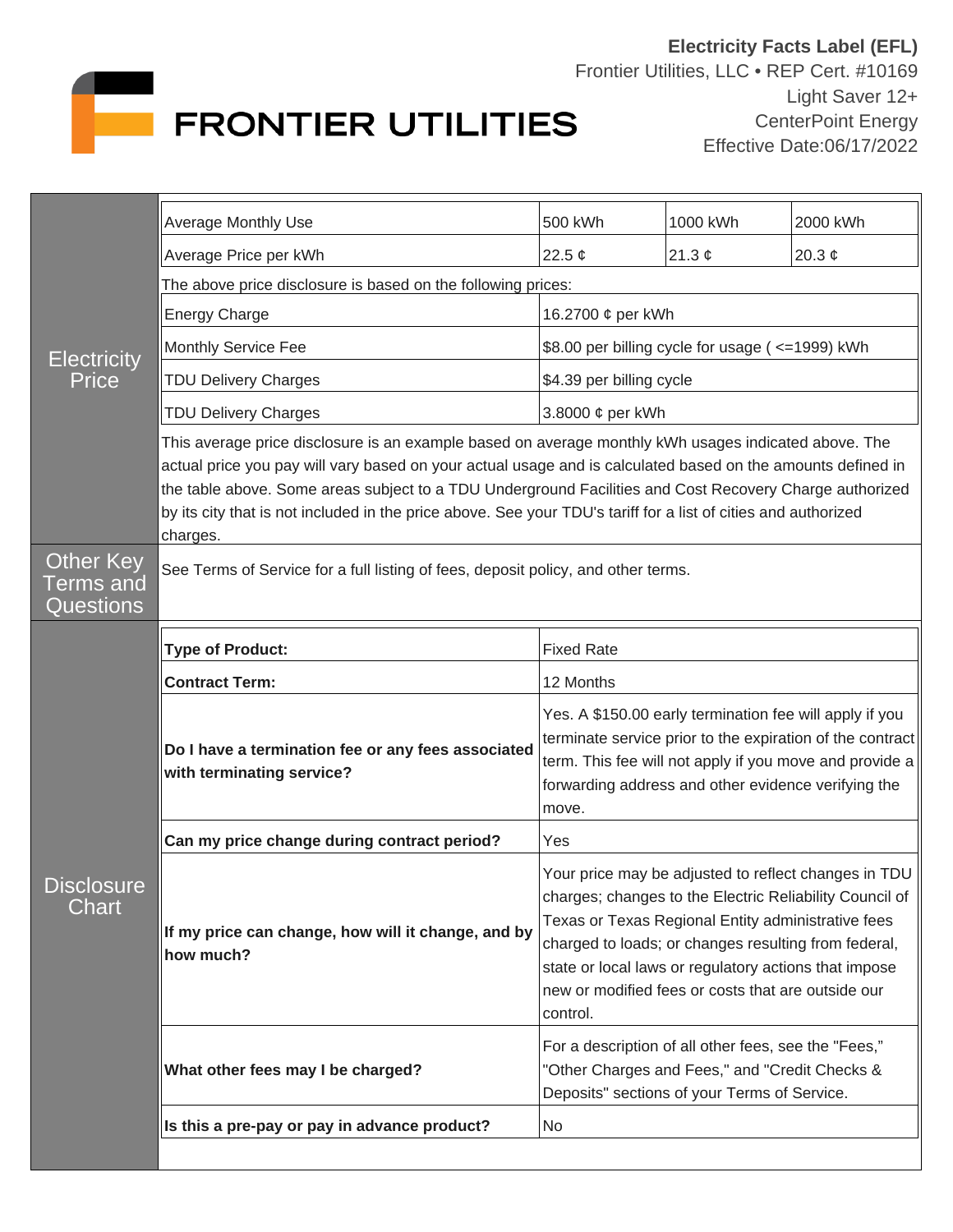**FRONTIER UTILITIES**

**Electricity Facts Label (EFL)**
Frontier Utilities, LLC • REP Cert. #10169
Light Saver 12+
CenterPoint Energy
Effective Date:06/17/2022

## Electricity Price

| Average Monthly Use | 500 kWh | 1000 kWh | 2000 kWh |
|---|---|---|---|
| Average Price per kWh | 22.5 ¢ | 21.3 ¢ | 20.3 ¢ |

The above price disclosure is based on the following prices:

| | |
|---|---|
| Energy Charge | 16.2700 ¢ per kWh |
| Monthly Service Fee | $8.00 per billing cycle for usage ( <=1999) kWh |
| TDU Delivery Charges | $4.39 per billing cycle |
| TDU Delivery Charges | 3.8000 ¢ per kWh |

This average price disclosure is an example based on average monthly kWh usages indicated above. The actual price you pay will vary based on your actual usage and is calculated based on the amounts defined in the table above. Some areas subject to a TDU Underground Facilities and Cost Recovery Charge authorized by its city that is not included in the price above. See your TDU's tariff for a list of cities and authorized charges.

## Other Key Terms and Questions

See Terms of Service for a full listing of fees, deposit policy, and other terms.

## Disclosure Chart

| | |
|---|---|
| **Type of Product:** | Fixed Rate |
| **Contract Term:** | 12 Months |
| **Do I have a termination fee or any fees associated with terminating service?** | Yes. A $150.00 early termination fee will apply if you terminate service prior to the expiration of the contract term. This fee will not apply if you move and provide a forwarding address and other evidence verifying the move. |
| **Can my price change during contract period?** | Yes |
| **If my price can change, how will it change, and by how much?** | Your price may be adjusted to reflect changes in TDU charges; changes to the Electric Reliability Council of Texas or Texas Regional Entity administrative fees charged to loads; or changes resulting from federal, state or local laws or regulatory actions that impose new or modified fees or costs that are outside our control. |
| **What other fees may I be charged?** | For a description of all other fees, see the "Fees," "Other Charges and Fees," and "Credit Checks & Deposits" sections of your Terms of Service. |
| **Is this a pre-pay or pay in advance product?** | No |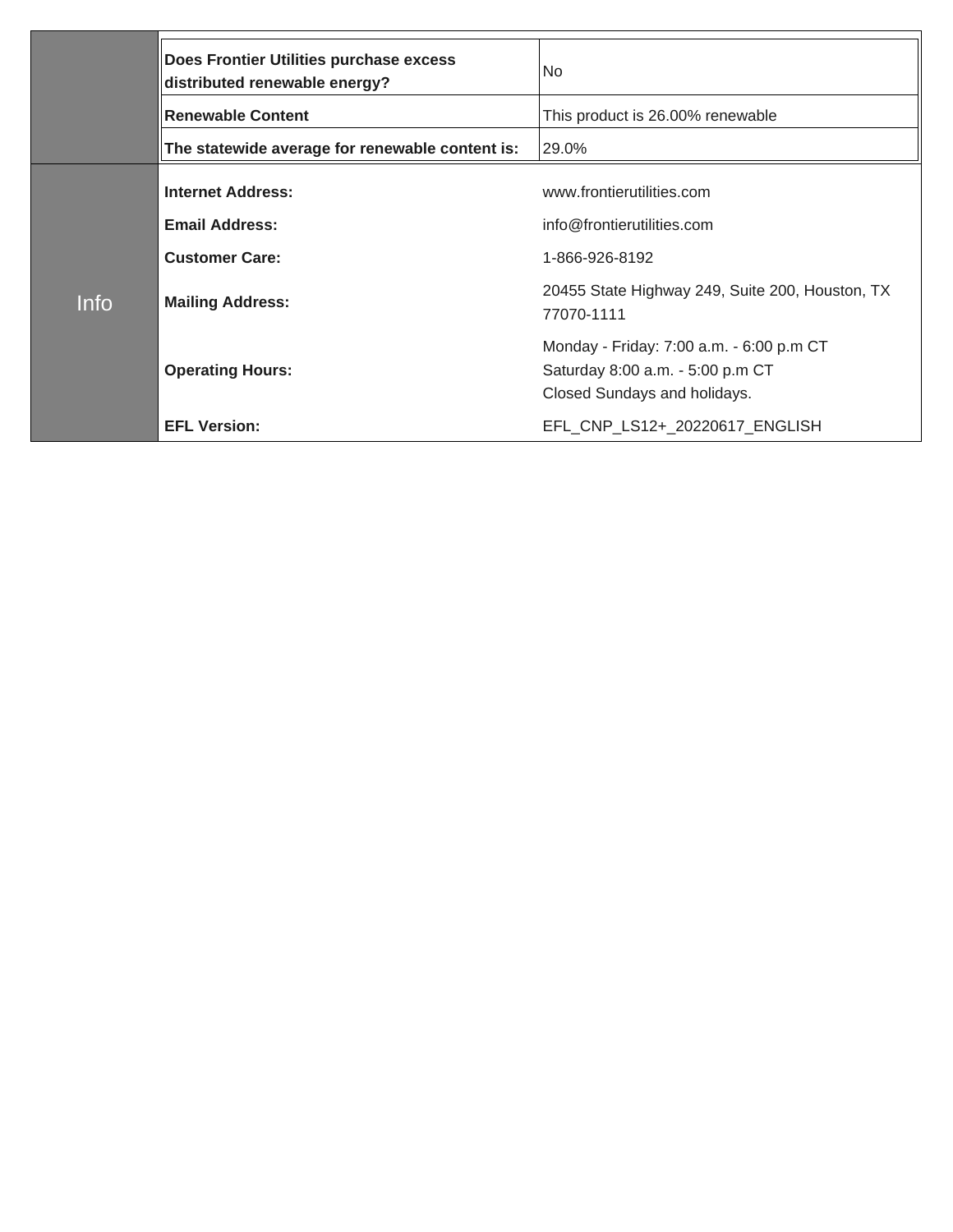| | | |
|---|---|---|
| | **Does Frontier Utilities purchase excess distributed renewable energy?** | No |
| | **Renewable Content** | This product is 26.00% renewable |
| | **The statewide average for renewable content is:** | 29.0% |
| Info | **Internet Address:** | www.frontierutilities.com |
| | **Email Address:** | info@frontierutilities.com |
| | **Customer Care:** | 1-866-926-8192 |
| | **Mailing Address:** | 20455 State Highway 249, Suite 200, Houston, TX 77070-1111 |
| | **Operating Hours:** | Monday - Friday: 7:00 a.m. - 6:00 p.m CT<br>Saturday 8:00 a.m. - 5:00 p.m CT<br>Closed Sundays and holidays. |
| | **EFL Version:** | EFL_CNP_LS12+_20220617_ENGLISH |